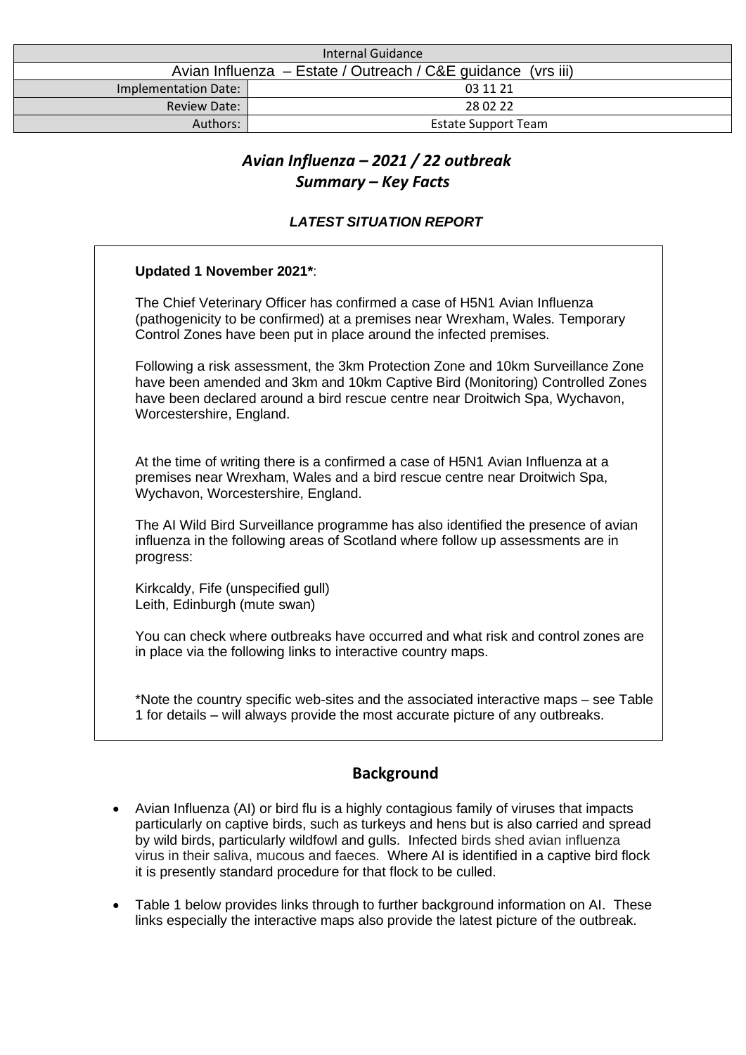| Internal Guidance | |
|---|---|
| Avian Influenza – Estate / Outreach / C&E guidance (vrs iii) | |
| Implementation Date: | 03 11 21 |
| Review Date: | 28 02 22 |
| Authors: | Estate Support Team |

# *Avian Influenza – 2021 / 22 outbreak*
# *Summary – Key Facts*

### *LATEST SITUATION REPORT*

**Updated 1 November 2021***:

The Chief Veterinary Officer has confirmed a case of H5N1 Avian Influenza (pathogenicity to be confirmed) at a premises near Wrexham, Wales. Temporary Control Zones have been put in place around the infected premises.

Following a risk assessment, the 3km Protection Zone and 10km Surveillance Zone have been amended and 3km and 10km Captive Bird (Monitoring) Controlled Zones have been declared around a bird rescue centre near Droitwich Spa, Wychavon, Worcestershire, England.

At the time of writing there is a confirmed a case of H5N1 Avian Influenza at a premises near Wrexham, Wales and a bird rescue centre near Droitwich Spa, Wychavon, Worcestershire, England.

The AI Wild Bird Surveillance programme has also identified the presence of avian influenza in the following areas of Scotland where follow up assessments are in progress:

Kirkcaldy, Fife (unspecified gull)
Leith, Edinburgh (mute swan)

You can check where outbreaks have occurred and what risk and control zones are in place via the following links to interactive country maps.

*Note the country specific web-sites and the associated interactive maps – see Table 1 for details – will always provide the most accurate picture of any outbreaks.

## Background

- Avian Influenza (AI) or bird flu is a highly contagious family of viruses that impacts particularly on captive birds, such as turkeys and hens but is also carried and spread by wild birds, particularly wildfowl and gulls. Infected birds shed avian influenza virus in their saliva, mucous and faeces. Where AI is identified in a captive bird flock it is presently standard procedure for that flock to be culled.
- Table 1 below provides links through to further background information on AI. These links especially the interactive maps also provide the latest picture of the outbreak.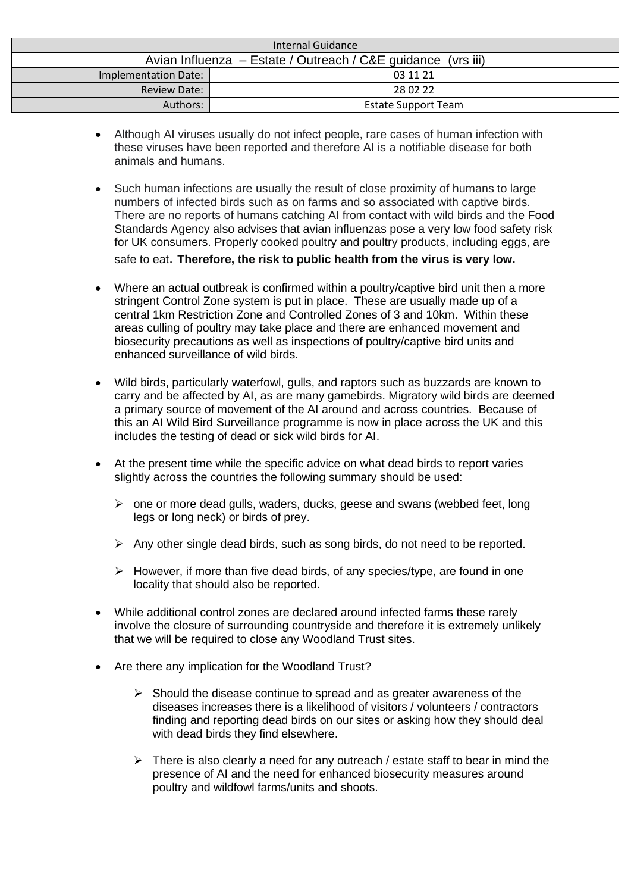- Although AI viruses usually do not infect people, rare cases of human infection with these viruses have been reported and therefore AI is a notifiable disease for both animals and humans.

- Such human infections are usually the result of close proximity of humans to large numbers of infected birds such as on farms and so associated with captive birds. There are no reports of humans catching AI from contact with wild birds and the Food Standards Agency also advises that avian influenzas pose a very low food safety risk for UK consumers. Properly cooked poultry and poultry products, including eggs, are safe to eat. **Therefore, the risk to public health from the virus is very low.**

- Where an actual outbreak is confirmed within a poultry/captive bird unit then a more stringent Control Zone system is put in place. These are usually made up of a central 1km Restriction Zone and Controlled Zones of 3 and 10km. Within these areas culling of poultry may take place and there are enhanced movement and biosecurity precautions as well as inspections of poultry/captive bird units and enhanced surveillance of wild birds.

- Wild birds, particularly waterfowl, gulls, and raptors such as buzzards are known to carry and be affected by AI, as are many gamebirds. Migratory wild birds are deemed a primary source of movement of the AI around and across countries. Because of this an AI Wild Bird Surveillance programme is now in place across the UK and this includes the testing of dead or sick wild birds for AI.

- At the present time while the specific advice on what dead birds to report varies slightly across the countries the following summary should be used:

  - one or more dead gulls, waders, ducks, geese and swans (webbed feet, long legs or long neck) or birds of prey.

  - Any other single dead birds, such as song birds, do not need to be reported.

  - However, if more than five dead birds, of any species/type, are found in one locality that should also be reported.

- While additional control zones are declared around infected farms these rarely involve the closure of surrounding countryside and therefore it is extremely unlikely that we will be required to close any Woodland Trust sites.

- Are there any implication for the Woodland Trust?

  - Should the disease continue to spread and as greater awareness of the diseases increases there is a likelihood of visitors / volunteers / contractors finding and reporting dead birds on our sites or asking how they should deal with dead birds they find elsewhere.

  - There is also clearly a need for any outreach / estate staff to bear in mind the presence of AI and the need for enhanced biosecurity measures around poultry and wildfowl farms/units and shoots.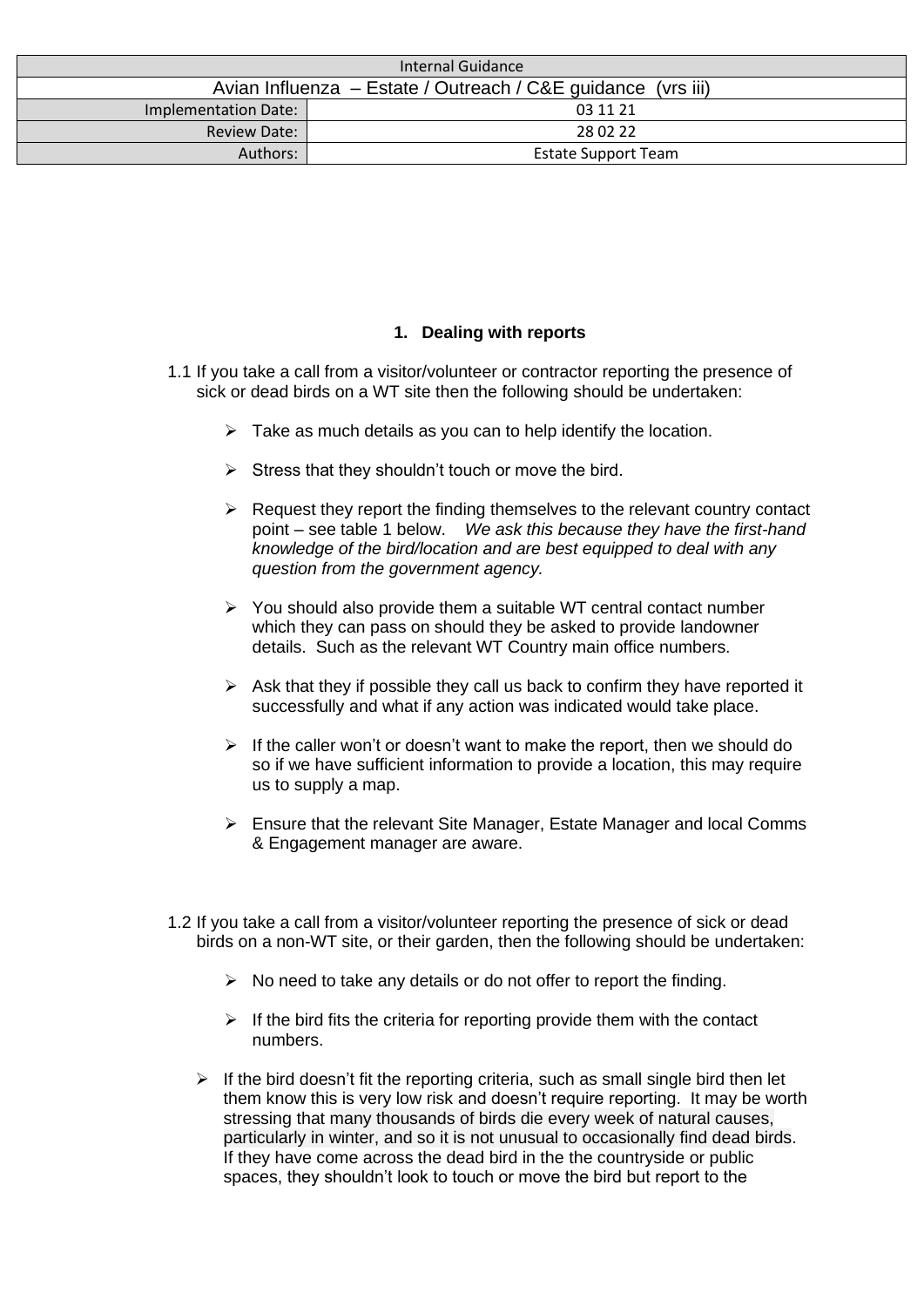| Internal Guidance | |
|---|---|
| Avian Influenza – Estate / Outreach / C&E guidance (vrs iii) | |
| Implementation Date: | 03 11 21 |
| Review Date: | 28 02 22 |
| Authors: | Estate Support Team |

## 1. Dealing with reports

1.1 If you take a call from a visitor/volunteer or contractor reporting the presence of sick or dead birds on a WT site then the following should be undertaken:

- Take as much details as you can to help identify the location.
- Stress that they shouldn't touch or move the bird.
- Request they report the finding themselves to the relevant country contact point – see table 1 below. *We ask this because they have the first-hand knowledge of the bird/location and are best equipped to deal with any question from the government agency.*
- You should also provide them a suitable WT central contact number which they can pass on should they be asked to provide landowner details. Such as the relevant WT Country main office numbers.
- Ask that they if possible they call us back to confirm they have reported it successfully and what if any action was indicated would take place.
- If the caller won't or doesn't want to make the report, then we should do so if we have sufficient information to provide a location, this may require us to supply a map.
- Ensure that the relevant Site Manager, Estate Manager and local Comms & Engagement manager are aware.

1.2 If you take a call from a visitor/volunteer reporting the presence of sick or dead birds on a non-WT site, or their garden, then the following should be undertaken:

- No need to take any details or do not offer to report the finding.
- If the bird fits the criteria for reporting provide them with the contact numbers.
- If the bird doesn't fit the reporting criteria, such as small single bird then let them know this is very low risk and doesn't require reporting. It may be worth stressing that many thousands of birds die every week of natural causes, particularly in winter, and so it is not unusual to occasionally find dead birds. If they have come across the dead bird in the the countryside or public spaces, they shouldn't look to touch or move the bird but report to the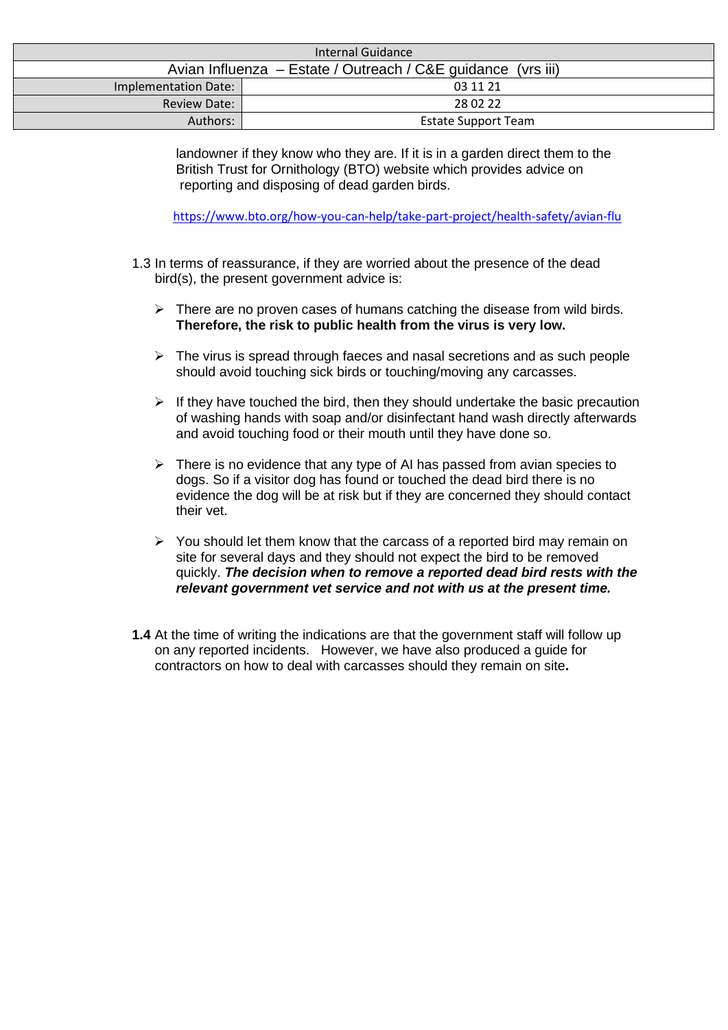landowner if they know who they are. If it is in a garden direct them to the British Trust for Ornithology (BTO) website which provides advice on reporting and disposing of dead garden birds.

https://www.bto.org/how-you-can-help/take-part-project/health-safety/avian-flu

1.3 In terms of reassurance, if they are worried about the presence of the dead bird(s), the present government advice is:

- There are no proven cases of humans catching the disease from wild birds. **Therefore, the risk to public health from the virus is very low.**
- The virus is spread through faeces and nasal secretions and as such people should avoid touching sick birds or touching/moving any carcasses.
- If they have touched the bird, then they should undertake the basic precaution of washing hands with soap and/or disinfectant hand wash directly afterwards and avoid touching food or their mouth until they have done so.
- There is no evidence that any type of AI has passed from avian species to dogs. So if a visitor dog has found or touched the dead bird there is no evidence the dog will be at risk but if they are concerned they should contact their vet.
- You should let them know that the carcass of a reported bird may remain on site for several days and they should not expect the bird to be removed quickly. ***The decision when to remove a reported dead bird rests with the relevant government vet service and not with us at the present time.***

**1.4** At the time of writing the indications are that the government staff will follow up on any reported incidents. However, we have also produced a guide for contractors on how to deal with carcasses should they remain on site**.**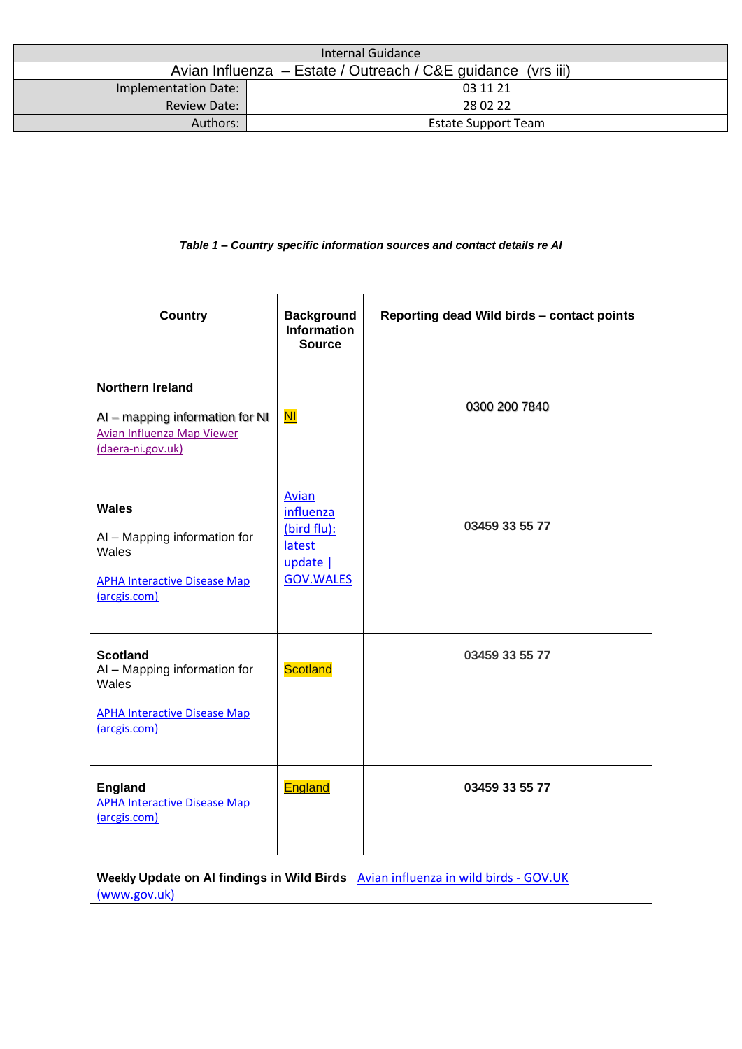| Internal Guidance | |
|---|---|
| Avian Influenza – Estate / Outreach / C&E guidance (vrs iii) | |
| Implementation Date: | 03 11 21 |
| Review Date: | 28 02 22 |
| Authors: | Estate Support Team |

***Table 1 – Country specific information sources and contact details re AI***

| Country | Background Information Source | Reporting dead Wild birds – contact points |
|---|---|---|
| **Northern Ireland**<br><br>AI – mapping information for NI<br>Avian Influenza Map Viewer (daera-ni.gov.uk) | NI | 0300 200 7840 |
| **Wales**<br><br>AI – Mapping information for Wales<br><br>APHA Interactive Disease Map (arcgis.com) | Avian influenza (bird flu): latest update \| GOV.WALES | **03459 33 55 77** |
| **Scotland**<br>AI – Mapping information for Wales<br><br>APHA Interactive Disease Map (arcgis.com) | Scotland | **03459 33 55 77** |
| **England**<br>APHA Interactive Disease Map (arcgis.com) | England | **03459 33 55 77** |
| **Weekly Update on AI findings in Wild Birds** Avian influenza in wild birds - GOV.UK (www.gov.uk) | | |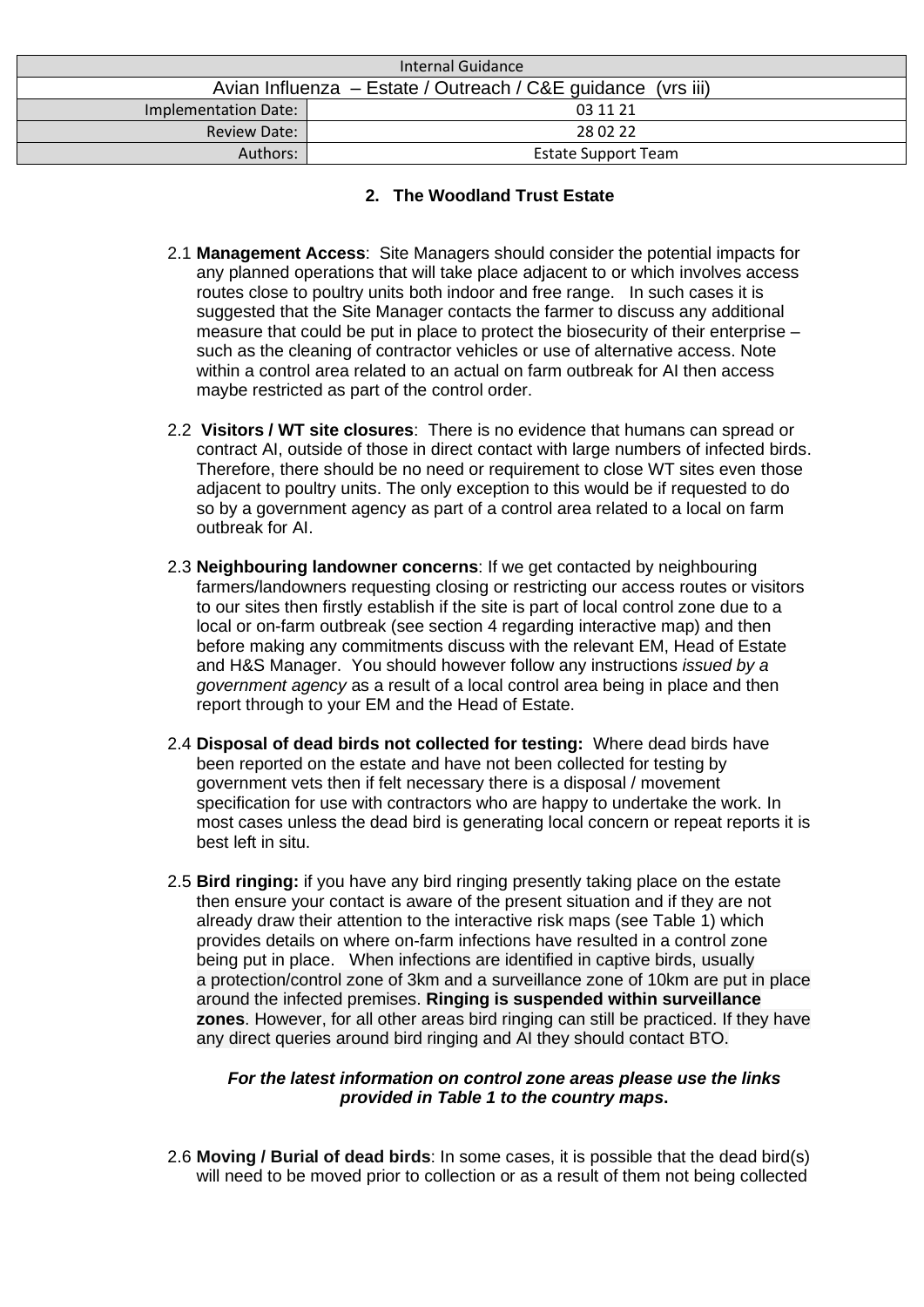| Internal Guidance | |
|---|---|
| Avian Influenza – Estate / Outreach / C&E guidance (vrs iii) | |
| Implementation Date: | 03 11 21 |
| Review Date: | 28 02 22 |
| Authors: | Estate Support Team |

## 2. The Woodland Trust Estate

2.1 **Management Access**: Site Managers should consider the potential impacts for any planned operations that will take place adjacent to or which involves access routes close to poultry units both indoor and free range. In such cases it is suggested that the Site Manager contacts the farmer to discuss any additional measure that could be put in place to protect the biosecurity of their enterprise – such as the cleaning of contractor vehicles or use of alternative access. Note within a control area related to an actual on farm outbreak for AI then access maybe restricted as part of the control order.

2.2 **Visitors / WT site closures**: There is no evidence that humans can spread or contract AI, outside of those in direct contact with large numbers of infected birds. Therefore, there should be no need or requirement to close WT sites even those adjacent to poultry units. The only exception to this would be if requested to do so by a government agency as part of a control area related to a local on farm outbreak for AI.

2.3 **Neighbouring landowner concerns**: If we get contacted by neighbouring farmers/landowners requesting closing or restricting our access routes or visitors to our sites then firstly establish if the site is part of local control zone due to a local or on-farm outbreak (see section 4 regarding interactive map) and then before making any commitments discuss with the relevant EM, Head of Estate and H&S Manager. You should however follow any instructions *issued by a government agency* as a result of a local control area being in place and then report through to your EM and the Head of Estate.

2.4 **Disposal of dead birds not collected for testing:** Where dead birds have been reported on the estate and have not been collected for testing by government vets then if felt necessary there is a disposal / movement specification for use with contractors who are happy to undertake the work. In most cases unless the dead bird is generating local concern or repeat reports it is best left in situ.

2.5 **Bird ringing:** if you have any bird ringing presently taking place on the estate then ensure your contact is aware of the present situation and if they are not already draw their attention to the interactive risk maps (see Table 1) which provides details on where on-farm infections have resulted in a control zone being put in place. When infections are identified in captive birds, usually a protection/control zone of 3km and a surveillance zone of 10km are put in place around the infected premises. **Ringing is suspended within surveillance zones**. However, for all other areas bird ringing can still be practiced. If they have any direct queries around bird ringing and AI they should contact BTO.

***For the latest information on control zone areas please use the links provided in Table 1 to the country maps.***

2.6 **Moving / Burial of dead birds**: In some cases, it is possible that the dead bird(s) will need to be moved prior to collection or as a result of them not being collected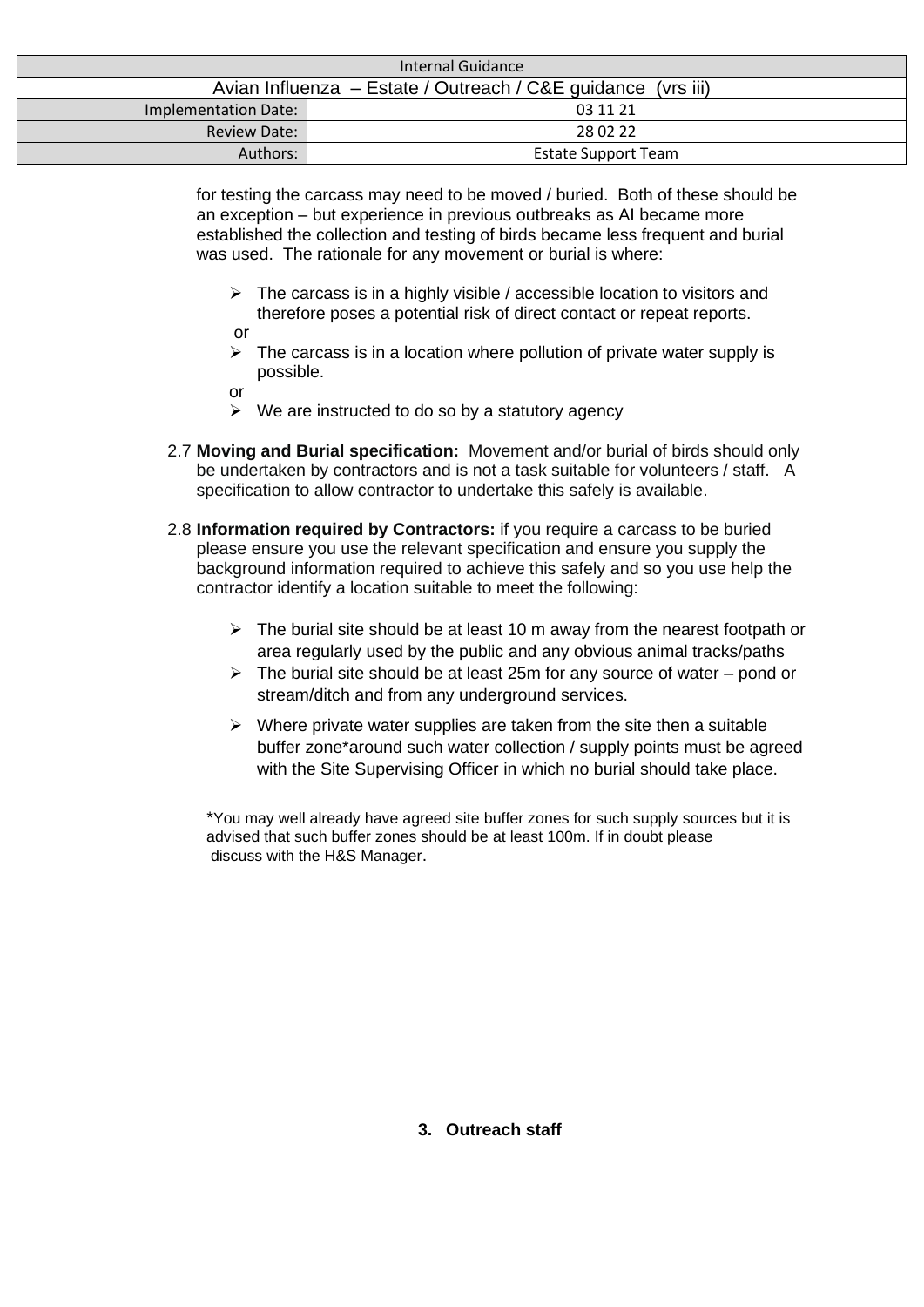for testing the carcass may need to be moved / buried. Both of these should be an exception – but experience in previous outbreaks as AI became more established the collection and testing of birds became less frequent and burial was used. The rationale for any movement or burial is where:

- The carcass is in a highly visible / accessible location to visitors and therefore poses a potential risk of direct contact or repeat reports.

or

- The carcass is in a location where pollution of private water supply is possible.

or

- We are instructed to do so by a statutory agency

2.7 **Moving and Burial specification:** Movement and/or burial of birds should only be undertaken by contractors and is not a task suitable for volunteers / staff. A specification to allow contractor to undertake this safely is available.

2.8 **Information required by Contractors:** if you require a carcass to be buried please ensure you use the relevant specification and ensure you supply the background information required to achieve this safely and so you use help the contractor identify a location suitable to meet the following:

- The burial site should be at least 10 m away from the nearest footpath or area regularly used by the public and any obvious animal tracks/paths
- The burial site should be at least 25m for any source of water – pond or stream/ditch and from any underground services.
- Where private water supplies are taken from the site then a suitable buffer zone*around such water collection / supply points must be agreed with the Site Supervising Officer in which no burial should take place.

*You may well already have agreed site buffer zones for such supply sources but it is advised that such buffer zones should be at least 100m. If in doubt please discuss with the H&S Manager.

## 3. Outreach staff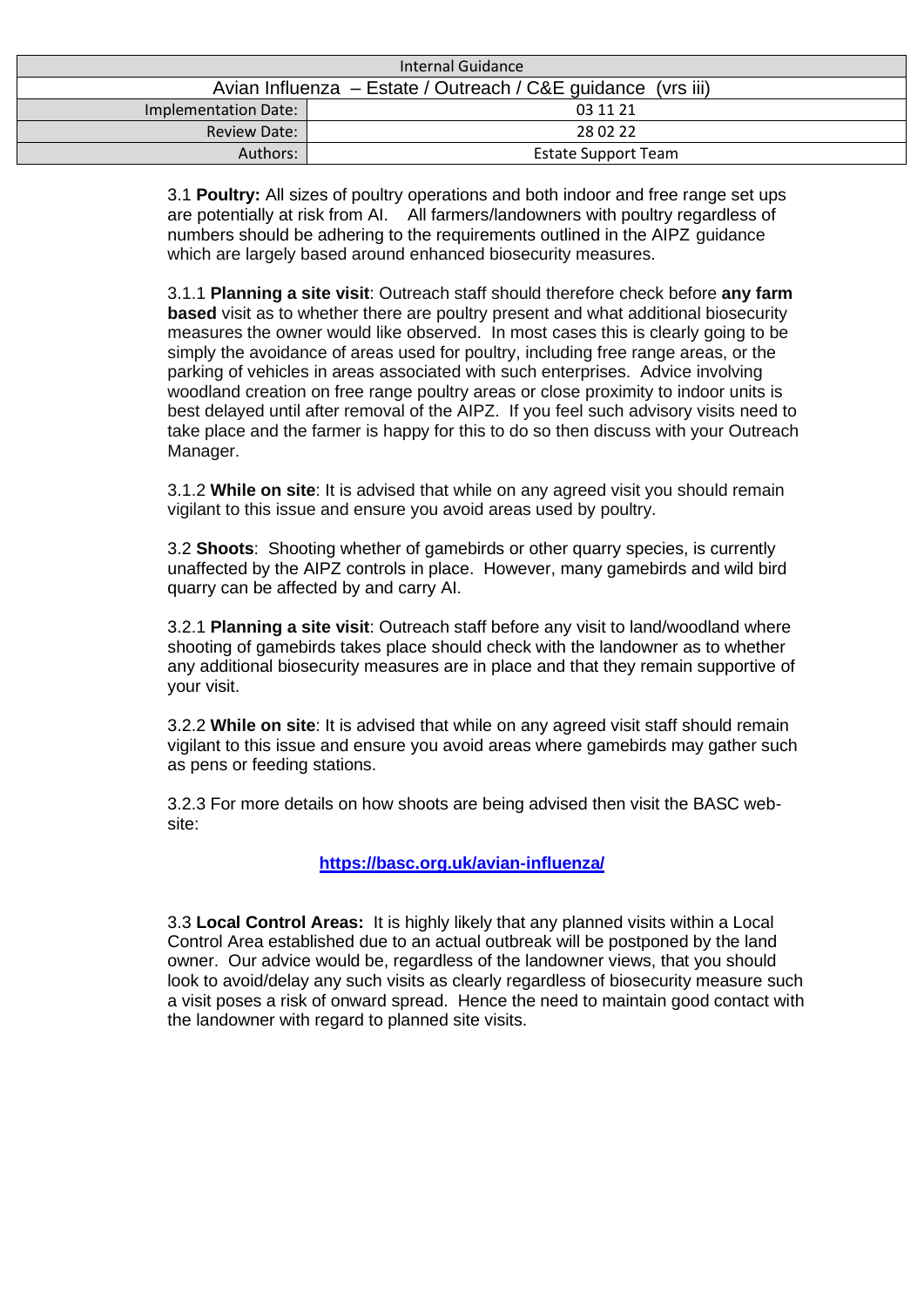| Internal Guidance | |
|---|---|
| Avian Influenza – Estate / Outreach / C&E guidance (vrs iii) | |
| Implementation Date: | 03 11 21 |
| Review Date: | 28 02 22 |
| Authors: | Estate Support Team |

3.1 **Poultry:** All sizes of poultry operations and both indoor and free range set ups are potentially at risk from AI. All farmers/landowners with poultry regardless of numbers should be adhering to the requirements outlined in the AIPZ guidance which are largely based around enhanced biosecurity measures.

3.1.1 **Planning a site visit**: Outreach staff should therefore check before **any farm based** visit as to whether there are poultry present and what additional biosecurity measures the owner would like observed. In most cases this is clearly going to be simply the avoidance of areas used for poultry, including free range areas, or the parking of vehicles in areas associated with such enterprises. Advice involving woodland creation on free range poultry areas or close proximity to indoor units is best delayed until after removal of the AIPZ. If you feel such advisory visits need to take place and the farmer is happy for this to do so then discuss with your Outreach Manager.

3.1.2 **While on site**: It is advised that while on any agreed visit you should remain vigilant to this issue and ensure you avoid areas used by poultry.

3.2 **Shoots**: Shooting whether of gamebirds or other quarry species, is currently unaffected by the AIPZ controls in place. However, many gamebirds and wild bird quarry can be affected by and carry AI.

3.2.1 **Planning a site visit**: Outreach staff before any visit to land/woodland where shooting of gamebirds takes place should check with the landowner as to whether any additional biosecurity measures are in place and that they remain supportive of your visit.

3.2.2 **While on site**: It is advised that while on any agreed visit staff should remain vigilant to this issue and ensure you avoid areas where gamebirds may gather such as pens or feeding stations.

3.2.3 For more details on how shoots are being advised then visit the BASC web-site:

**https://basc.org.uk/avian-influenza/**

3.3 **Local Control Areas:** It is highly likely that any planned visits within a Local Control Area established due to an actual outbreak will be postponed by the land owner. Our advice would be, regardless of the landowner views, that you should look to avoid/delay any such visits as clearly regardless of biosecurity measure such a visit poses a risk of onward spread. Hence the need to maintain good contact with the landowner with regard to planned site visits.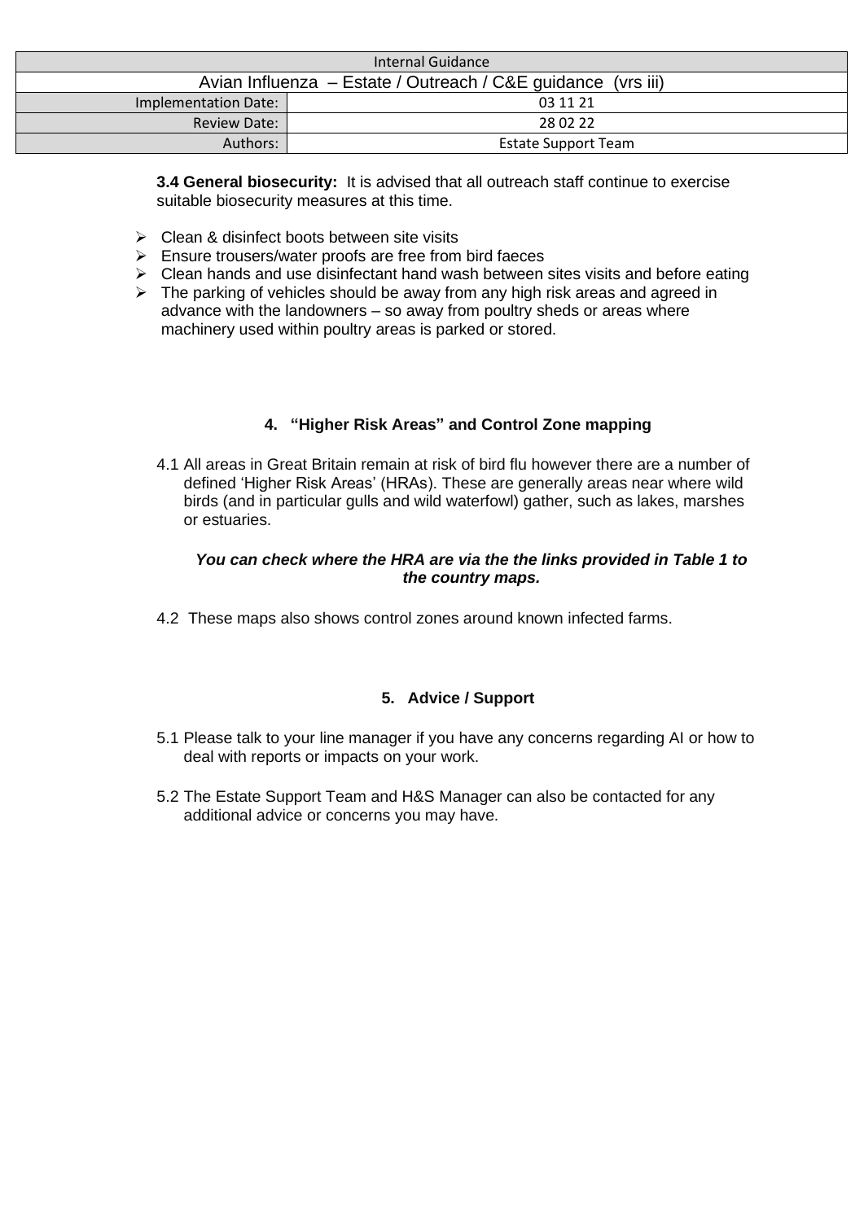**3.4 General biosecurity:** It is advised that all outreach staff continue to exercise suitable biosecurity measures at this time.

- Clean & disinfect boots between site visits
- Ensure trousers/water proofs are free from bird faeces
- Clean hands and use disinfectant hand wash between sites visits and before eating
- The parking of vehicles should be away from any high risk areas and agreed in advance with the landowners – so away from poultry sheds or areas where machinery used within poultry areas is parked or stored.

## 4. "Higher Risk Areas" and Control Zone mapping

4.1 All areas in Great Britain remain at risk of bird flu however there are a number of defined 'Higher Risk Areas' (HRAs). These are generally areas near where wild birds (and in particular gulls and wild waterfowl) gather, such as lakes, marshes or estuaries.

***You can check where the HRA are via the the links provided in Table 1 to the country maps.***

4.2 These maps also shows control zones around known infected farms.

## 5. Advice / Support

5.1 Please talk to your line manager if you have any concerns regarding AI or how to deal with reports or impacts on your work.

5.2 The Estate Support Team and H&S Manager can also be contacted for any additional advice or concerns you may have.